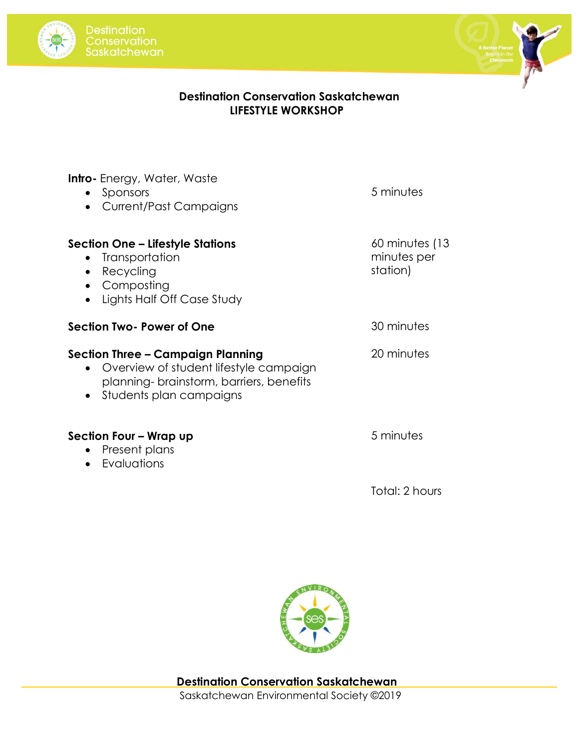# Destination Conservation Saskatchewan
## LIFESTYLE WORKSHOP

| | |
|---|---|
| **Intro-** Energy, Water, Waste<br>• Sponsors<br>• Current/Past Campaigns | 5 minutes |
| **Section One – Lifestyle Stations**<br>• Transportation<br>• Recycling<br>• Composting<br>• Lights Half Off Case Study | 60 minutes (13 minutes per station) |
| **Section Two- Power of One** | 30 minutes |
| **Section Three – Campaign Planning**<br>• Overview of student lifestyle campaign planning- brainstorm, barriers, benefits<br>• Students plan campaigns | 20 minutes |
| **Section Four – Wrap up**<br>• Present plans<br>• Evaluations | 5 minutes |
| | Total: 2 hours |

**Destination Conservation Saskatchewan**

Saskatchewan Environmental Society ©2019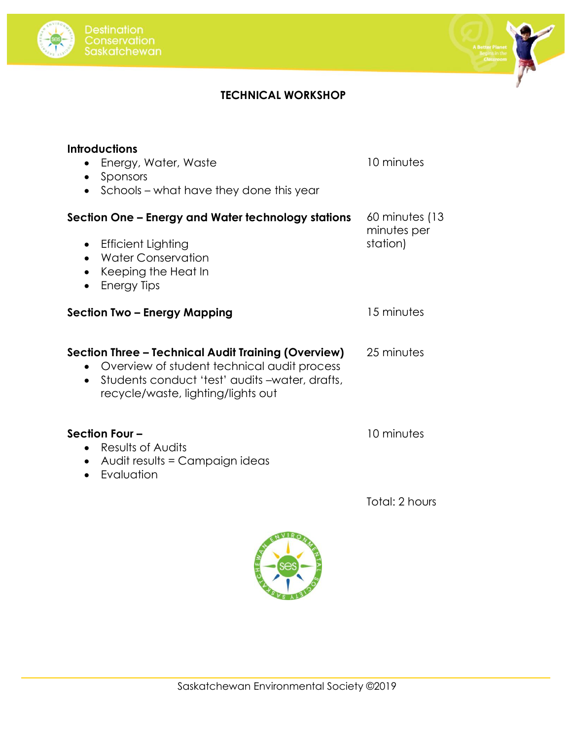# TECHNICAL WORKSHOP

| | |
|---|---|
| **Introductions**<br>• Energy, Water, Waste<br>• Sponsors<br>• Schools – what have they done this year | 10 minutes |
| **Section One – Energy and Water technology stations**<br>• Efficient Lighting<br>• Water Conservation<br>• Keeping the Heat In<br>• Energy Tips | 60 minutes (13 minutes per station) |
| **Section Two – Energy Mapping** | 15 minutes |
| **Section Three – Technical Audit Training (Overview)**<br>• Overview of student technical audit process<br>• Students conduct 'test' audits –water, drafts, recycle/waste, lighting/lights out | 25 minutes |
| **Section Four –**<br>• Results of Audits<br>• Audit results = Campaign ideas<br>• Evaluation | 10 minutes |
| | Total: 2 hours |

Saskatchewan Environmental Society ©2019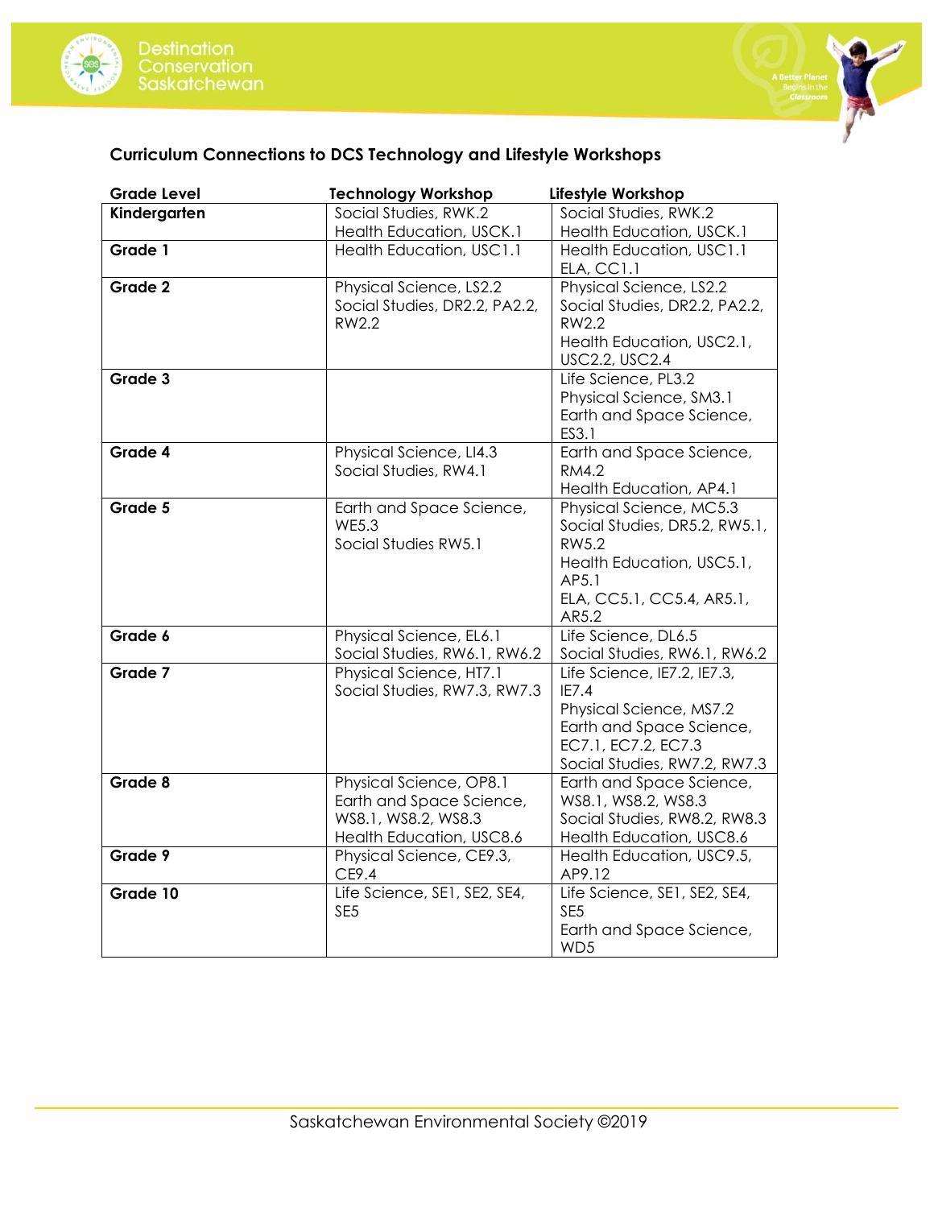## Curriculum Connections to DCS Technology and Lifestyle Workshops

| Grade Level | Technology Workshop | Lifestyle Workshop |
|---|---|---|
| **Kindergarten** | Social Studies, RWK.2<br>Health Education, USCK.1 | Social Studies, RWK.2<br>Health Education, USCK.1 |
| **Grade 1** | Health Education, USC1.1 | Health Education, USC1.1<br>ELA, CC1.1 |
| **Grade 2** | Physical Science, LS2.2<br>Social Studies, DR2.2, PA2.2, RW2.2 | Physical Science, LS2.2<br>Social Studies, DR2.2, PA2.2, RW2.2<br>Health Education, USC2.1, USC2.2, USC2.4 |
| **Grade 3** | | Life Science, PL3.2<br>Physical Science, SM3.1<br>Earth and Space Science, ES3.1 |
| **Grade 4** | Physical Science, LI4.3<br>Social Studies, RW4.1 | Earth and Space Science, RM4.2<br>Health Education, AP4.1 |
| **Grade 5** | Earth and Space Science, WE5.3<br>Social Studies RW5.1 | Physical Science, MC5.3<br>Social Studies, DR5.2, RW5.1, RW5.2<br>Health Education, USC5.1, AP5.1<br>ELA, CC5.1, CC5.4, AR5.1, AR5.2 |
| **Grade 6** | Physical Science, EL6.1<br>Social Studies, RW6.1, RW6.2 | Life Science, DL6.5<br>Social Studies, RW6.1, RW6.2 |
| **Grade 7** | Physical Science, HT7.1<br>Social Studies, RW7.3, RW7.3 | Life Science, IE7.2, IE7.3, IE7.4<br>Physical Science, MS7.2<br>Earth and Space Science, EC7.1, EC7.2, EC7.3<br>Social Studies, RW7.2, RW7.3 |
| **Grade 8** | Physical Science, OP8.1<br>Earth and Space Science, WS8.1, WS8.2, WS8.3<br>Health Education, USC8.6 | Earth and Space Science, WS8.1, WS8.2, WS8.3<br>Social Studies, RW8.2, RW8.3<br>Health Education, USC8.6 |
| **Grade 9** | Physical Science, CE9.3, CE9.4 | Health Education, USC9.5, AP9.12 |
| **Grade 10** | Life Science, SE1, SE2, SE4, SE5 | Life Science, SE1, SE2, SE4, SE5<br>Earth and Space Science, WD5 |

Saskatchewan Environmental Society ©2019